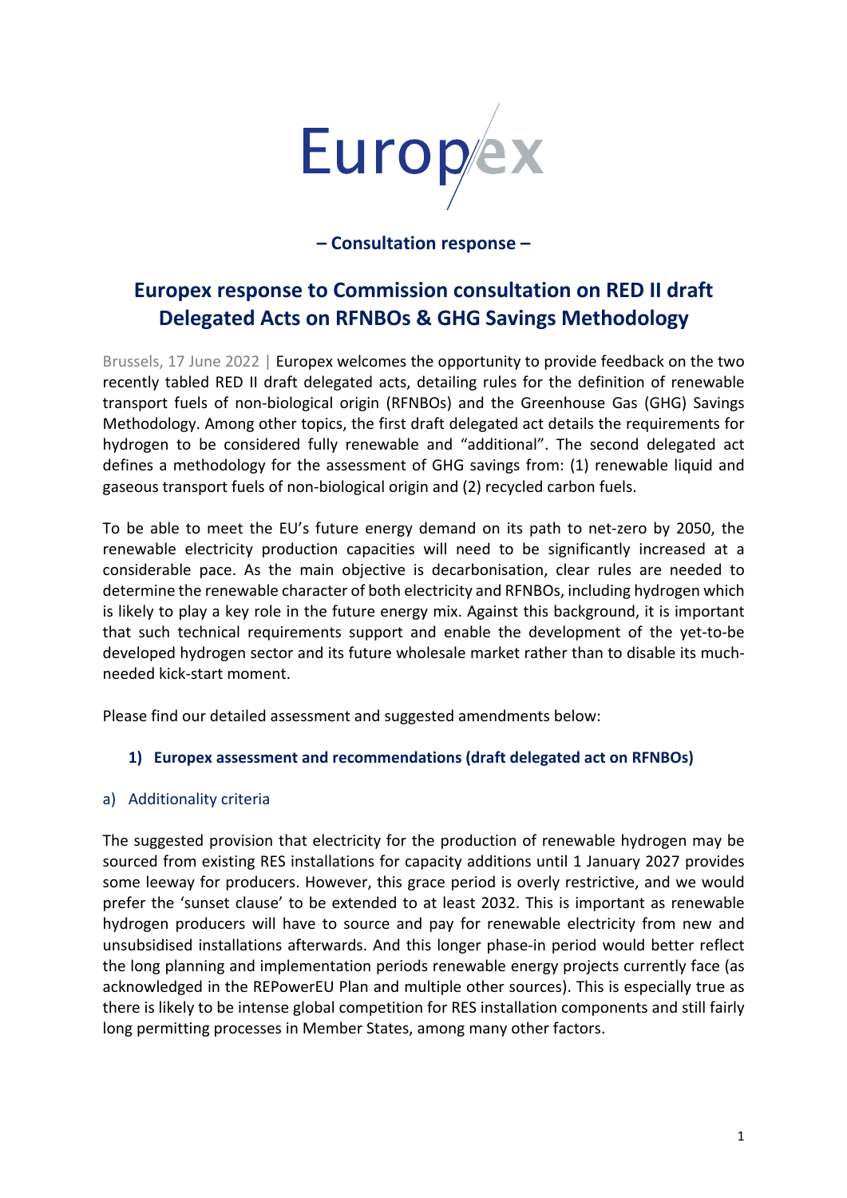Europex

**– Consultation response –**

# Europex response to Commission consultation on RED II draft Delegated Acts on RFNBOs & GHG Savings Methodology

Brussels, 17 June 2022 | Europex welcomes the opportunity to provide feedback on the two recently tabled RED II draft delegated acts, detailing rules for the definition of renewable transport fuels of non-biological origin (RFNBOs) and the Greenhouse Gas (GHG) Savings Methodology. Among other topics, the first draft delegated act details the requirements for hydrogen to be considered fully renewable and "additional". The second delegated act defines a methodology for the assessment of GHG savings from: (1) renewable liquid and gaseous transport fuels of non-biological origin and (2) recycled carbon fuels.

To be able to meet the EU's future energy demand on its path to net-zero by 2050, the renewable electricity production capacities will need to be significantly increased at a considerable pace. As the main objective is decarbonisation, clear rules are needed to determine the renewable character of both electricity and RFNBOs, including hydrogen which is likely to play a key role in the future energy mix. Against this background, it is important that such technical requirements support and enable the development of the yet-to-be developed hydrogen sector and its future wholesale market rather than to disable its much-needed kick-start moment.

Please find our detailed assessment and suggested amendments below:

## 1) Europex assessment and recommendations (draft delegated act on RFNBOs)

### a) Additionality criteria

The suggested provision that electricity for the production of renewable hydrogen may be sourced from existing RES installations for capacity additions until 1 January 2027 provides some leeway for producers. However, this grace period is overly restrictive, and we would prefer the 'sunset clause' to be extended to at least 2032. This is important as renewable hydrogen producers will have to source and pay for renewable electricity from new and unsubsidised installations afterwards. And this longer phase-in period would better reflect the long planning and implementation periods renewable energy projects currently face (as acknowledged in the REPowerEU Plan and multiple other sources). This is especially true as there is likely to be intense global competition for RES installation components and still fairly long permitting processes in Member States, among many other factors.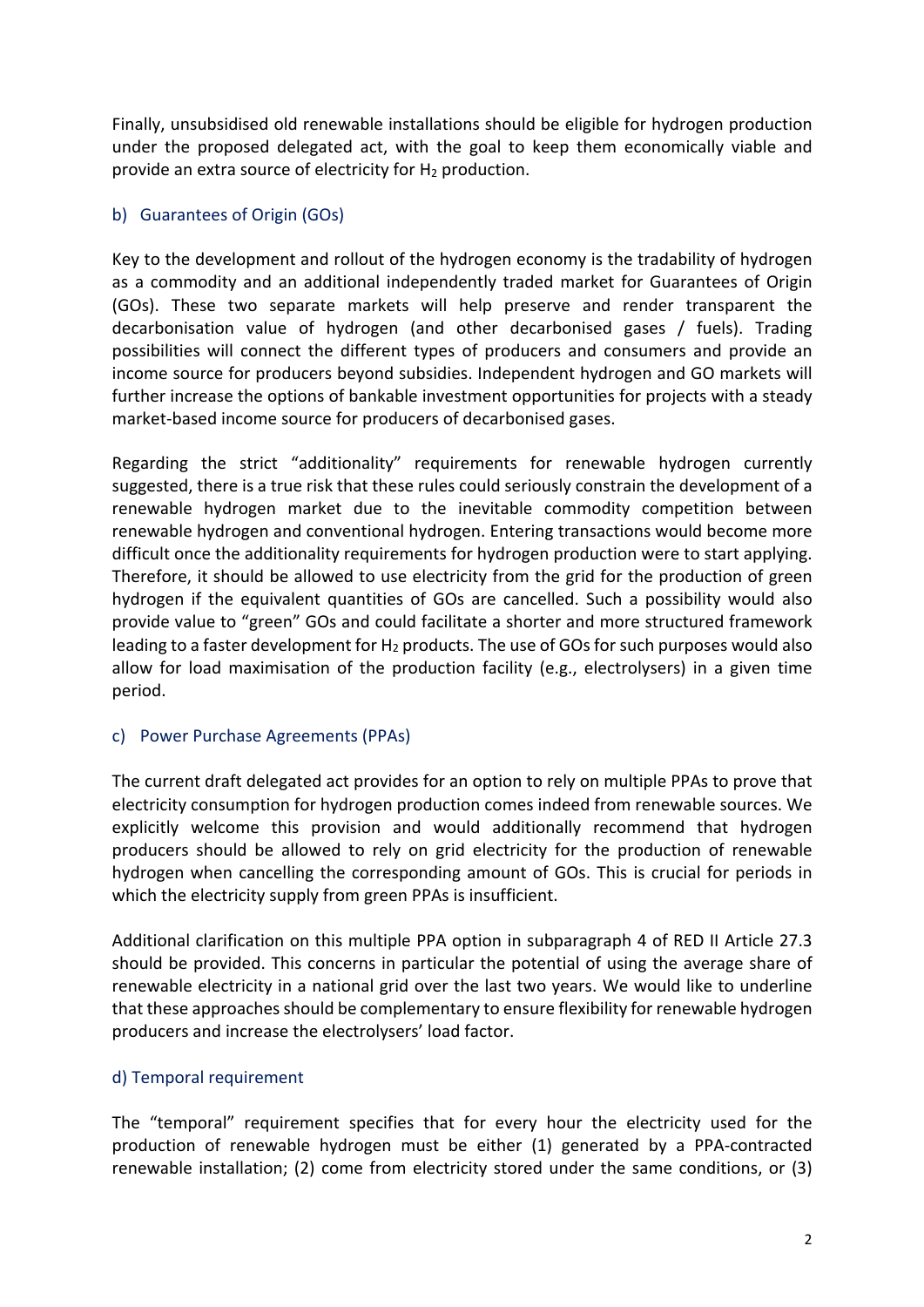Finally, unsubsidised old renewable installations should be eligible for hydrogen production under the proposed delegated act, with the goal to keep them economically viable and provide an extra source of electricity for $H_2$ production.

### b) Guarantees of Origin (GOs)

Key to the development and rollout of the hydrogen economy is the tradability of hydrogen as a commodity and an additional independently traded market for Guarantees of Origin (GOs). These two separate markets will help preserve and render transparent the decarbonisation value of hydrogen (and other decarbonised gases / fuels). Trading possibilities will connect the different types of producers and consumers and provide an income source for producers beyond subsidies. Independent hydrogen and GO markets will further increase the options of bankable investment opportunities for projects with a steady market-based income source for producers of decarbonised gases.

Regarding the strict "additionality" requirements for renewable hydrogen currently suggested, there is a true risk that these rules could seriously constrain the development of a renewable hydrogen market due to the inevitable commodity competition between renewable hydrogen and conventional hydrogen. Entering transactions would become more difficult once the additionality requirements for hydrogen production were to start applying. Therefore, it should be allowed to use electricity from the grid for the production of green hydrogen if the equivalent quantities of GOs are cancelled. Such a possibility would also provide value to "green" GOs and could facilitate a shorter and more structured framework leading to a faster development for $H_2$ products. The use of GOs for such purposes would also allow for load maximisation of the production facility (e.g., electrolysers) in a given time period.

### c) Power Purchase Agreements (PPAs)

The current draft delegated act provides for an option to rely on multiple PPAs to prove that electricity consumption for hydrogen production comes indeed from renewable sources. We explicitly welcome this provision and would additionally recommend that hydrogen producers should be allowed to rely on grid electricity for the production of renewable hydrogen when cancelling the corresponding amount of GOs. This is crucial for periods in which the electricity supply from green PPAs is insufficient.

Additional clarification on this multiple PPA option in subparagraph 4 of RED II Article 27.3 should be provided. This concerns in particular the potential of using the average share of renewable electricity in a national grid over the last two years. We would like to underline that these approaches should be complementary to ensure flexibility for renewable hydrogen producers and increase the electrolysers' load factor.

### d) Temporal requirement

The "temporal" requirement specifies that for every hour the electricity used for the production of renewable hydrogen must be either (1) generated by a PPA-contracted renewable installation; (2) come from electricity stored under the same conditions, or (3)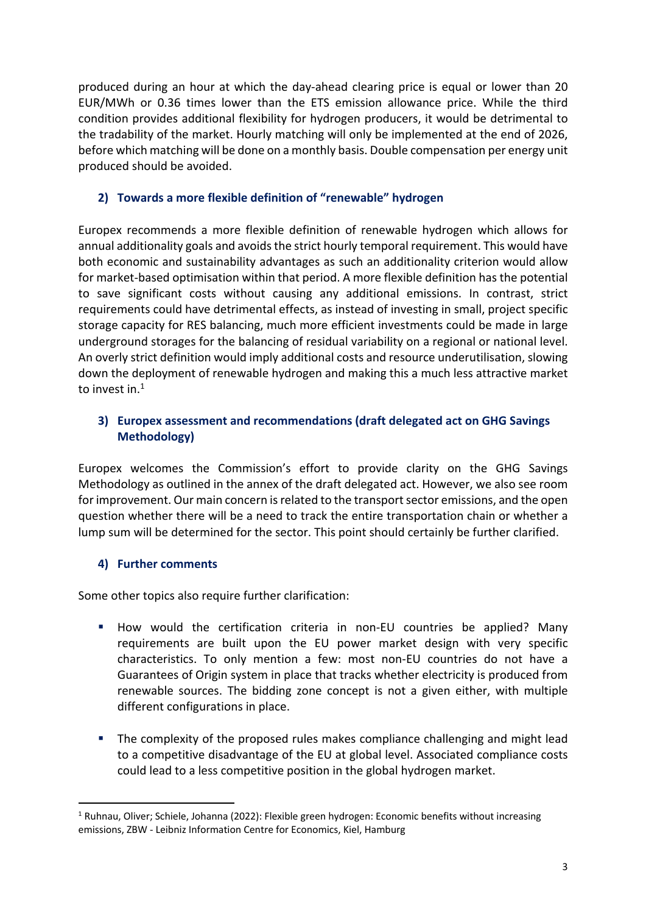produced during an hour at which the day-ahead clearing price is equal or lower than 20 EUR/MWh or 0.36 times lower than the ETS emission allowance price. While the third condition provides additional flexibility for hydrogen producers, it would be detrimental to the tradability of the market. Hourly matching will only be implemented at the end of 2026, before which matching will be done on a monthly basis. Double compensation per energy unit produced should be avoided.

## 2) Towards a more flexible definition of "renewable" hydrogen

Europex recommends a more flexible definition of renewable hydrogen which allows for annual additionality goals and avoids the strict hourly temporal requirement. This would have both economic and sustainability advantages as such an additionality criterion would allow for market-based optimisation within that period. A more flexible definition has the potential to save significant costs without causing any additional emissions. In contrast, strict requirements could have detrimental effects, as instead of investing in small, project specific storage capacity for RES balancing, much more efficient investments could be made in large underground storages for the balancing of residual variability on a regional or national level. An overly strict definition would imply additional costs and resource underutilisation, slowing down the deployment of renewable hydrogen and making this a much less attractive market to invest in.[1]

## 3) Europex assessment and recommendations (draft delegated act on GHG Savings Methodology)

Europex welcomes the Commission's effort to provide clarity on the GHG Savings Methodology as outlined in the annex of the draft delegated act. However, we also see room for improvement. Our main concern is related to the transport sector emissions, and the open question whether there will be a need to track the entire transportation chain or whether a lump sum will be determined for the sector. This point should certainly be further clarified.

## 4) Further comments

Some other topics also require further clarification:

- How would the certification criteria in non-EU countries be applied? Many requirements are built upon the EU power market design with very specific characteristics. To only mention a few: most non-EU countries do not have a Guarantees of Origin system in place that tracks whether electricity is produced from renewable sources. The bidding zone concept is not a given either, with multiple different configurations in place.
- The complexity of the proposed rules makes compliance challenging and might lead to a competitive disadvantage of the EU at global level. Associated compliance costs could lead to a less competitive position in the global hydrogen market.

[1] Ruhnau, Oliver; Schiele, Johanna (2022): Flexible green hydrogen: Economic benefits without increasing emissions, ZBW - Leibniz Information Centre for Economics, Kiel, Hamburg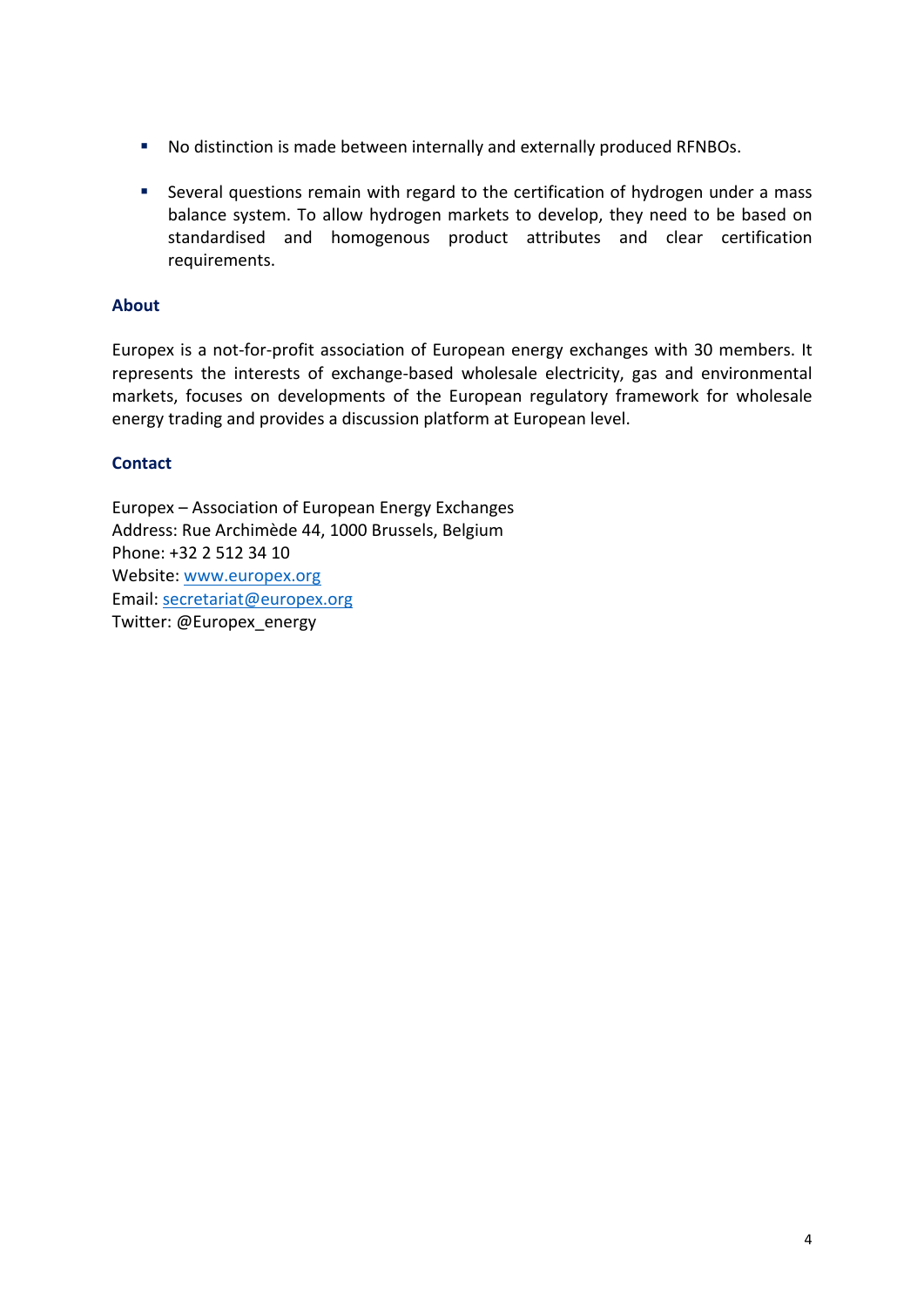- No distinction is made between internally and externally produced RFNBOs.
- Several questions remain with regard to the certification of hydrogen under a mass balance system. To allow hydrogen markets to develop, they need to be based on standardised and homogenous product attributes and clear certification requirements.

## About

Europex is a not-for-profit association of European energy exchanges with 30 members. It represents the interests of exchange-based wholesale electricity, gas and environmental markets, focuses on developments of the European regulatory framework for wholesale energy trading and provides a discussion platform at European level.

## Contact

Europex – Association of European Energy Exchanges
Address: Rue Archimède 44, 1000 Brussels, Belgium
Phone: +32 2 512 34 10
Website: www.europex.org
Email: secretariat@europex.org
Twitter: @Europex_energy